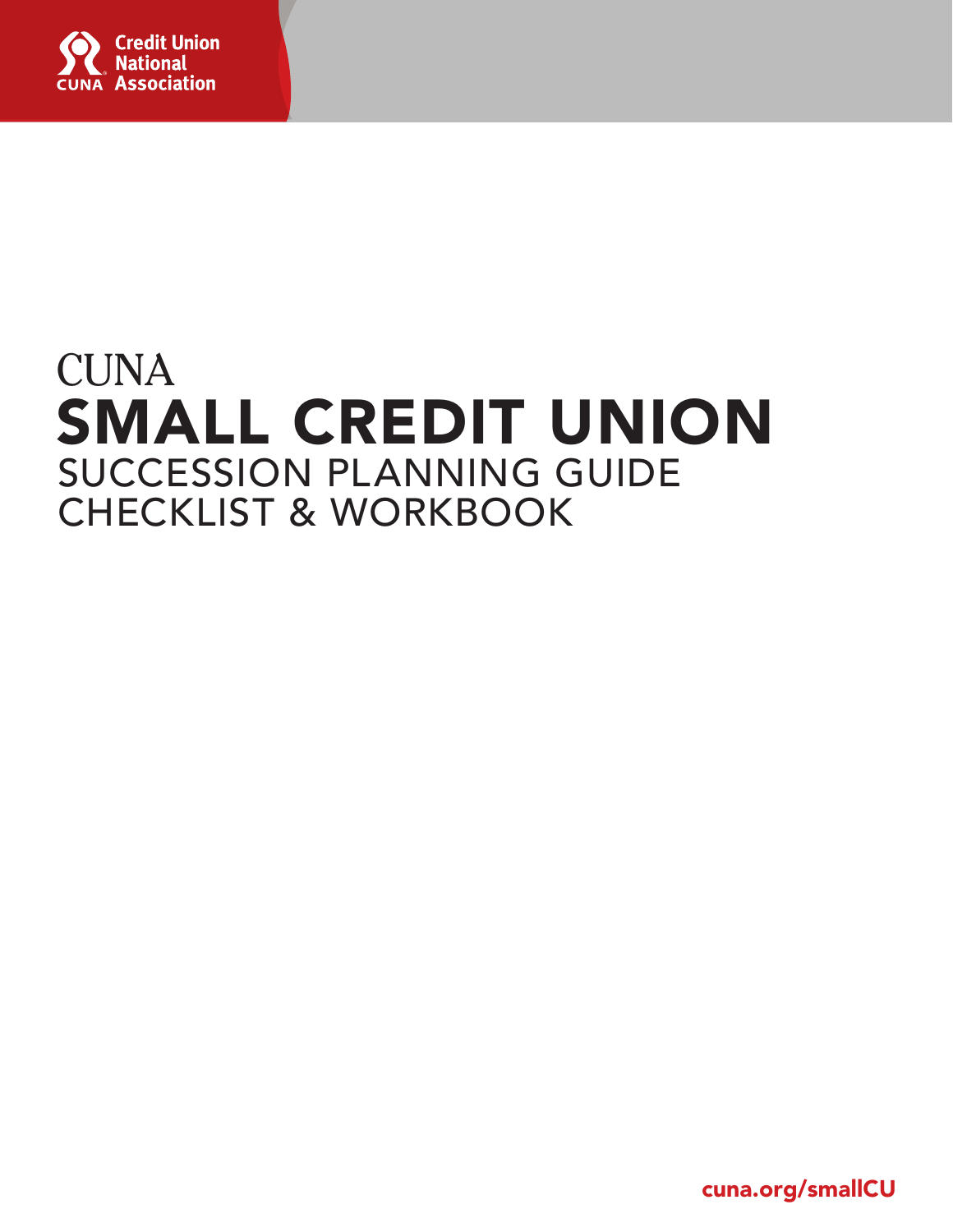Credit Union National Association

CUNA

# SMALL CREDIT UNION

## SUCCESSION PLANNING GUIDE CHECKLIST & WORKBOOK

cuna.org/smallCU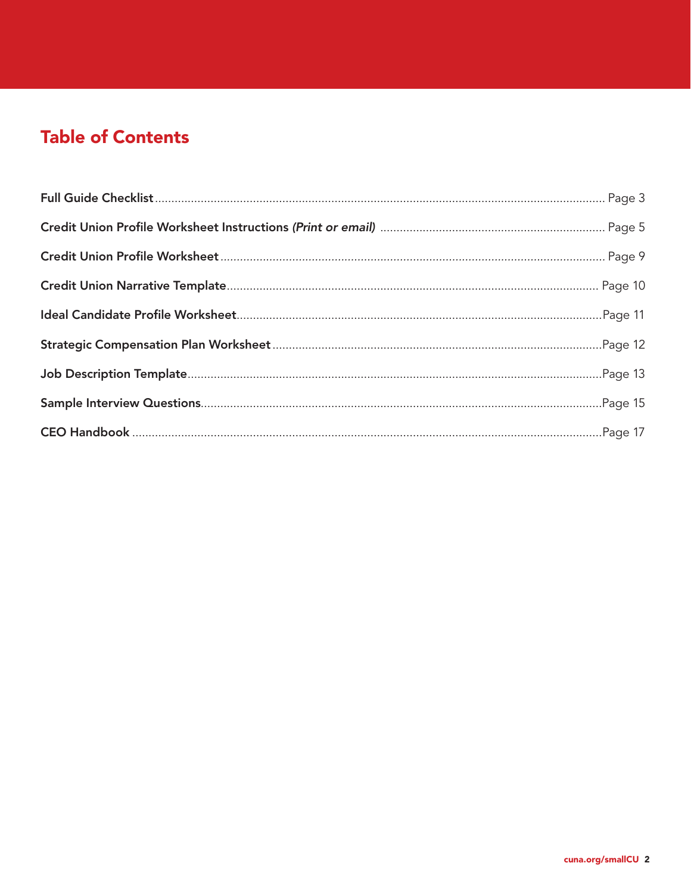## Table of Contents

**Full Guide Checklist** ........ Page 3

**Credit Union Profile Worksheet Instructions** ***(Print or email)*** ........ Page 5

**Credit Union Profile Worksheet** ........ Page 9

**Credit Union Narrative Template** ........ Page 10

**Ideal Candidate Profile Worksheet** ........ Page 11

**Strategic Compensation Plan Worksheet** ........ Page 12

**Job Description Template** ........ Page 13

**Sample Interview Questions** ........ Page 15

**CEO Handbook** ........ Page 17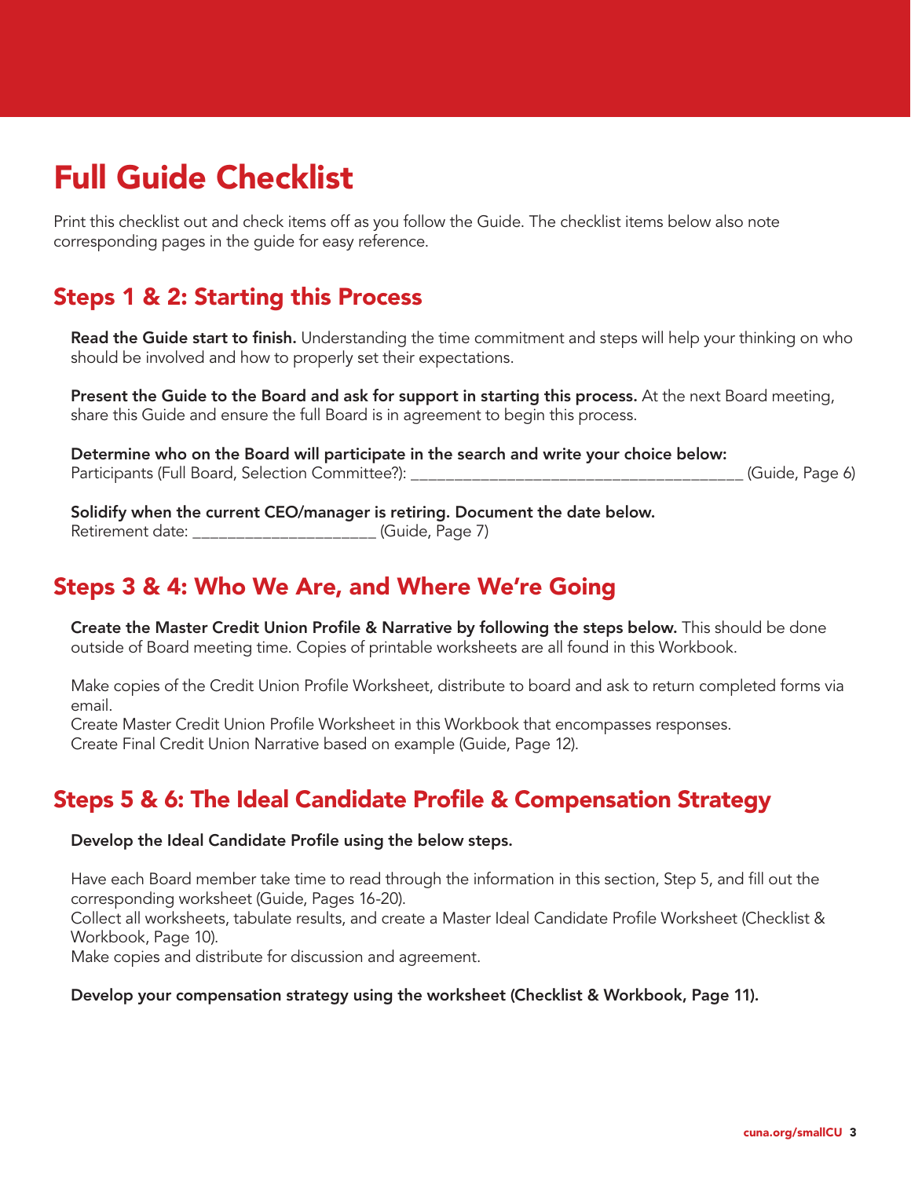# Full Guide Checklist

Print this checklist out and check items off as you follow the Guide. The checklist items below also note corresponding pages in the guide for easy reference.

## Steps 1 & 2: Starting this Process

**Read the Guide start to finish.** Understanding the time commitment and steps will help your thinking on who should be involved and how to properly set their expectations.

**Present the Guide to the Board and ask for support in starting this process.** At the next Board meeting, share this Guide and ensure the full Board is in agreement to begin this process.

**Determine who on the Board will participate in the search and write your choice below:**
Participants (Full Board, Selection Committee?): ______________________________________ (Guide, Page 6)

**Solidify when the current CEO/manager is retiring. Document the date below.**
Retirement date: ____________________ (Guide, Page 7)

## Steps 3 & 4: Who We Are, and Where We're Going

**Create the Master Credit Union Profile & Narrative by following the steps below.** This should be done outside of Board meeting time. Copies of printable worksheets are all found in this Workbook.

Make copies of the Credit Union Profile Worksheet, distribute to board and ask to return completed forms via email.
Create Master Credit Union Profile Worksheet in this Workbook that encompasses responses.
Create Final Credit Union Narrative based on example (Guide, Page 12).

## Steps 5 & 6: The Ideal Candidate Profile & Compensation Strategy

**Develop the Ideal Candidate Profile using the below steps.**

Have each Board member take time to read through the information in this section, Step 5, and fill out the corresponding worksheet (Guide, Pages 16-20).
Collect all worksheets, tabulate results, and create a Master Ideal Candidate Profile Worksheet (Checklist & Workbook, Page 10).
Make copies and distribute for discussion and agreement.

**Develop your compensation strategy using the worksheet (Checklist & Workbook, Page 11).**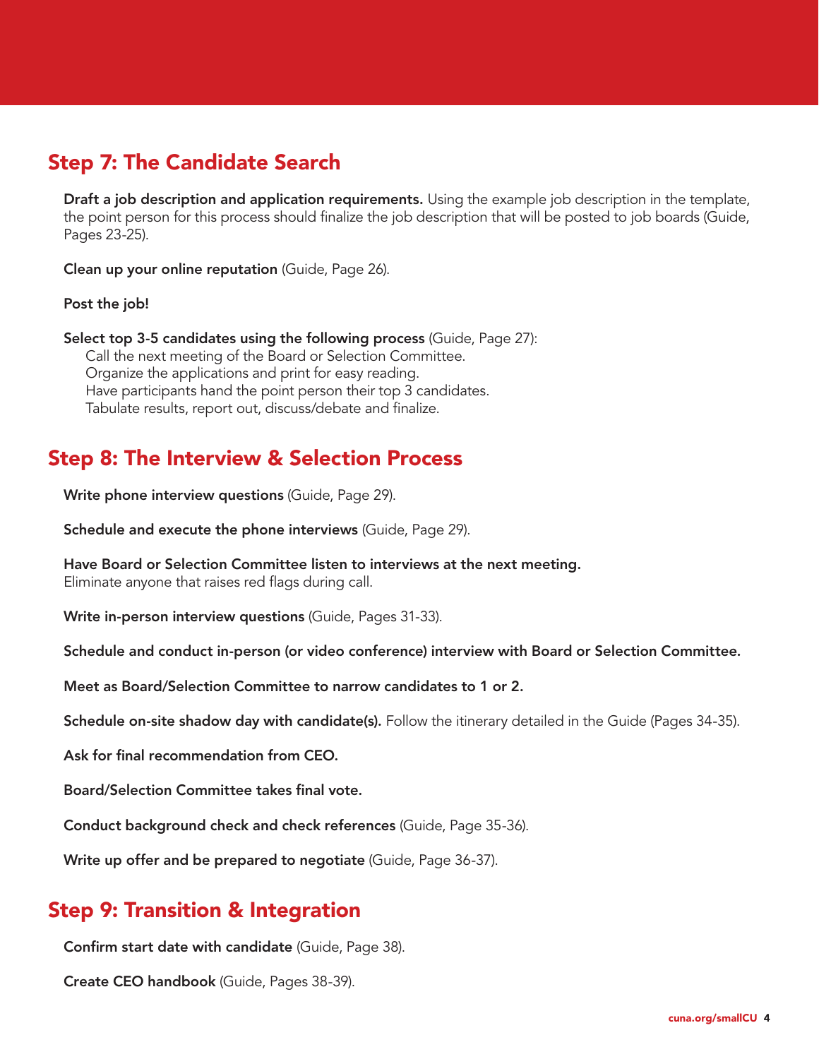## Step 7: The Candidate Search

**Draft a job description and application requirements.** Using the example job description in the template, the point person for this process should finalize the job description that will be posted to job boards (Guide, Pages 23-25).

**Clean up your online reputation** (Guide, Page 26).

**Post the job!**

**Select top 3-5 candidates using the following process** (Guide, Page 27):

- Call the next meeting of the Board or Selection Committee.
- Organize the applications and print for easy reading.
- Have participants hand the point person their top 3 candidates.
- Tabulate results, report out, discuss/debate and finalize.

## Step 8: The Interview & Selection Process

**Write phone interview questions** (Guide, Page 29).

**Schedule and execute the phone interviews** (Guide, Page 29).

**Have Board or Selection Committee listen to interviews at the next meeting.**
Eliminate anyone that raises red flags during call.

**Write in-person interview questions** (Guide, Pages 31-33).

**Schedule and conduct in-person (or video conference) interview with Board or Selection Committee.**

**Meet as Board/Selection Committee to narrow candidates to 1 or 2.**

**Schedule on-site shadow day with candidate(s).** Follow the itinerary detailed in the Guide (Pages 34-35).

**Ask for final recommendation from CEO.**

**Board/Selection Committee takes final vote.**

**Conduct background check and check references** (Guide, Page 35-36).

**Write up offer and be prepared to negotiate** (Guide, Page 36-37).

## Step 9: Transition & Integration

**Confirm start date with candidate** (Guide, Page 38).

**Create CEO handbook** (Guide, Pages 38-39).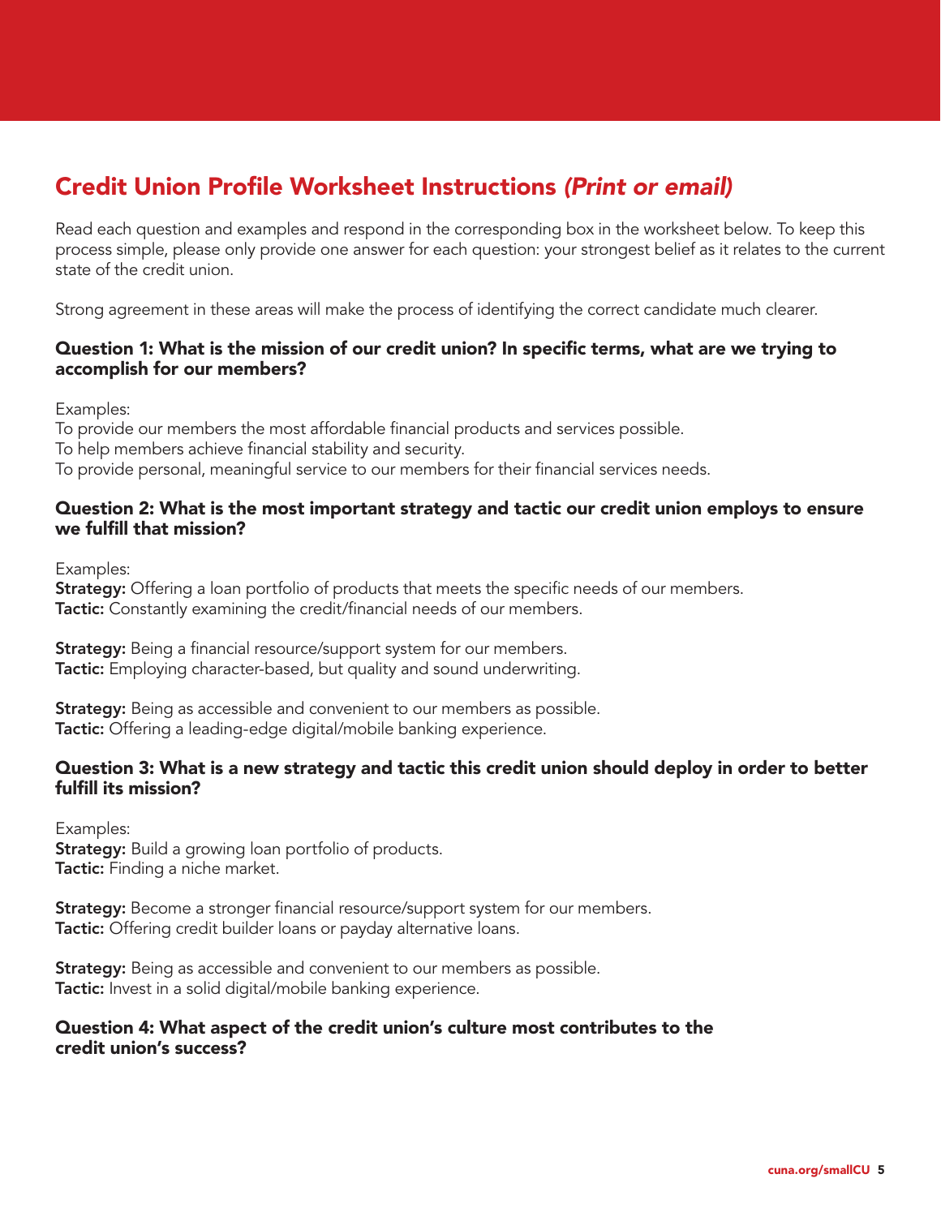## Credit Union Profile Worksheet Instructions *(Print or email)*

Read each question and examples and respond in the corresponding box in the worksheet below. To keep this process simple, please only provide one answer for each question: your strongest belief as it relates to the current state of the credit union.

Strong agreement in these areas will make the process of identifying the correct candidate much clearer.

**Question 1: What is the mission of our credit union? In specific terms, what are we trying to accomplish for our members?**

Examples:
To provide our members the most affordable financial products and services possible.
To help members achieve financial stability and security.
To provide personal, meaningful service to our members for their financial services needs.

**Question 2: What is the most important strategy and tactic our credit union employs to ensure we fulfill that mission?**

Examples:
**Strategy:** Offering a loan portfolio of products that meets the specific needs of our members.
**Tactic:** Constantly examining the credit/financial needs of our members.

**Strategy:** Being a financial resource/support system for our members.
**Tactic:** Employing character-based, but quality and sound underwriting.

**Strategy:** Being as accessible and convenient to our members as possible.
**Tactic:** Offering a leading-edge digital/mobile banking experience.

**Question 3: What is a new strategy and tactic this credit union should deploy in order to better fulfill its mission?**

Examples:
**Strategy:** Build a growing loan portfolio of products.
**Tactic:** Finding a niche market.

**Strategy:** Become a stronger financial resource/support system for our members.
**Tactic:** Offering credit builder loans or payday alternative loans.

**Strategy:** Being as accessible and convenient to our members as possible.
**Tactic:** Invest in a solid digital/mobile banking experience.

**Question 4: What aspect of the credit union's culture most contributes to the credit union's success?**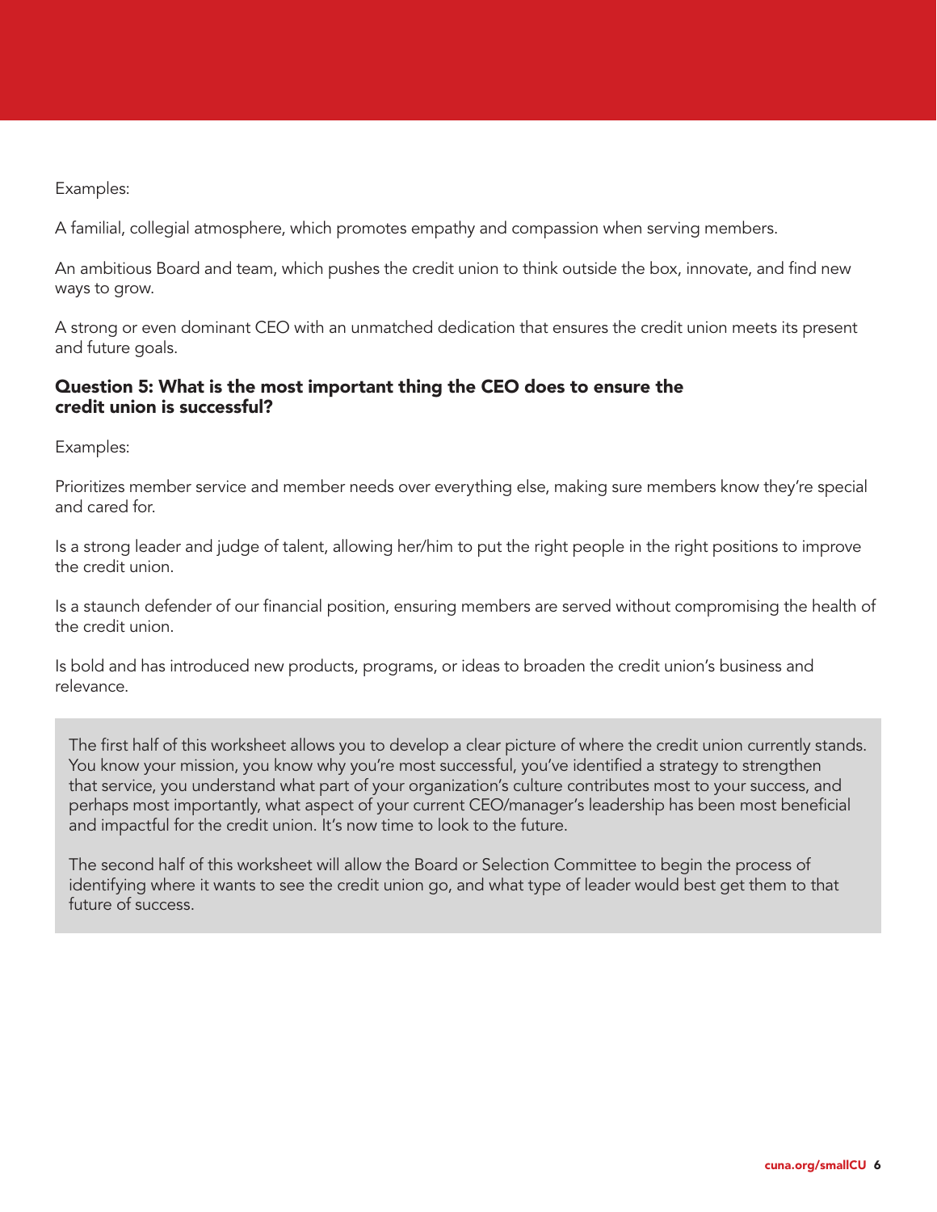Examples:

A familial, collegial atmosphere, which promotes empathy and compassion when serving members.

An ambitious Board and team, which pushes the credit union to think outside the box, innovate, and find new ways to grow.

A strong or even dominant CEO with an unmatched dedication that ensures the credit union meets its present and future goals.

### Question 5: What is the most important thing the CEO does to ensure the credit union is successful?

Examples:

Prioritizes member service and member needs over everything else, making sure members know they're special and cared for.

Is a strong leader and judge of talent, allowing her/him to put the right people in the right positions to improve the credit union.

Is a staunch defender of our financial position, ensuring members are served without compromising the health of the credit union.

Is bold and has introduced new products, programs, or ideas to broaden the credit union's business and relevance.

The first half of this worksheet allows you to develop a clear picture of where the credit union currently stands. You know your mission, you know why you're most successful, you've identified a strategy to strengthen that service, you understand what part of your organization's culture contributes most to your success, and perhaps most importantly, what aspect of your current CEO/manager's leadership has been most beneficial and impactful for the credit union. It's now time to look to the future.

The second half of this worksheet will allow the Board or Selection Committee to begin the process of identifying where it wants to see the credit union go, and what type of leader would best get them to that future of success.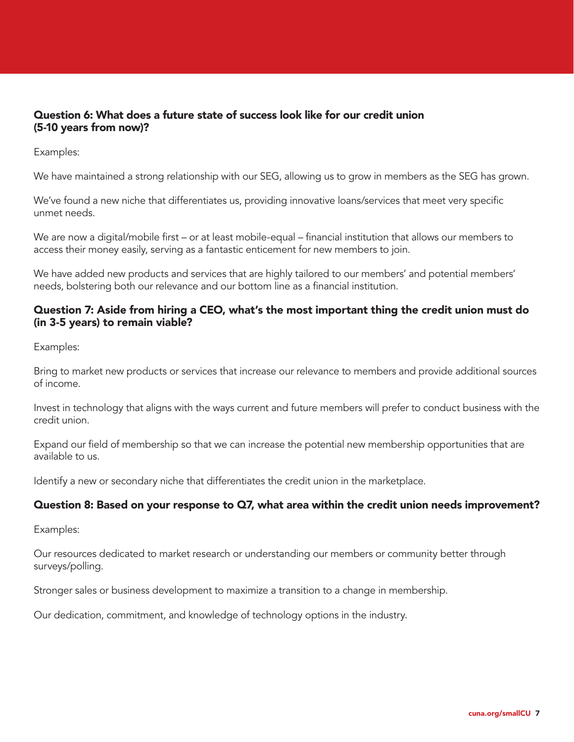### Question 6: What does a future state of success look like for our credit union (5-10 years from now)?

Examples:

We have maintained a strong relationship with our SEG, allowing us to grow in members as the SEG has grown.

We've found a new niche that differentiates us, providing innovative loans/services that meet very specific unmet needs.

We are now a digital/mobile first – or at least mobile-equal – financial institution that allows our members to access their money easily, serving as a fantastic enticement for new members to join.

We have added new products and services that are highly tailored to our members' and potential members' needs, bolstering both our relevance and our bottom line as a financial institution.

### Question 7: Aside from hiring a CEO, what's the most important thing the credit union must do (in 3-5 years) to remain viable?

Examples:

Bring to market new products or services that increase our relevance to members and provide additional sources of income.

Invest in technology that aligns with the ways current and future members will prefer to conduct business with the credit union.

Expand our field of membership so that we can increase the potential new membership opportunities that are available to us.

Identify a new or secondary niche that differentiates the credit union in the marketplace.

### Question 8: Based on your response to Q7, what area within the credit union needs improvement?

Examples:

Our resources dedicated to market research or understanding our members or community better through surveys/polling.

Stronger sales or business development to maximize a transition to a change in membership.

Our dedication, commitment, and knowledge of technology options in the industry.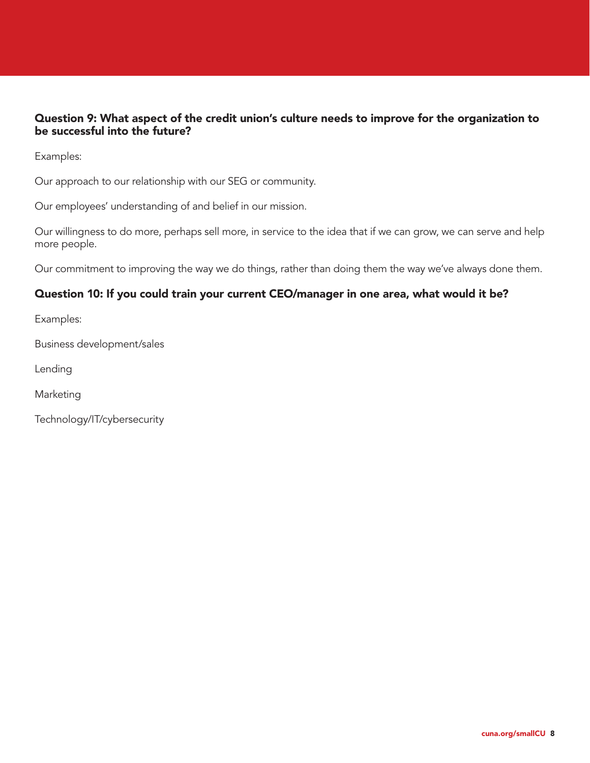### Question 9: What aspect of the credit union's culture needs to improve for the organization to be successful into the future?

Examples:

Our approach to our relationship with our SEG or community.

Our employees' understanding of and belief in our mission.

Our willingness to do more, perhaps sell more, in service to the idea that if we can grow, we can serve and help more people.

Our commitment to improving the way we do things, rather than doing them the way we've always done them.

### Question 10: If you could train your current CEO/manager in one area, what would it be?

Examples:

Business development/sales

Lending

Marketing

Technology/IT/cybersecurity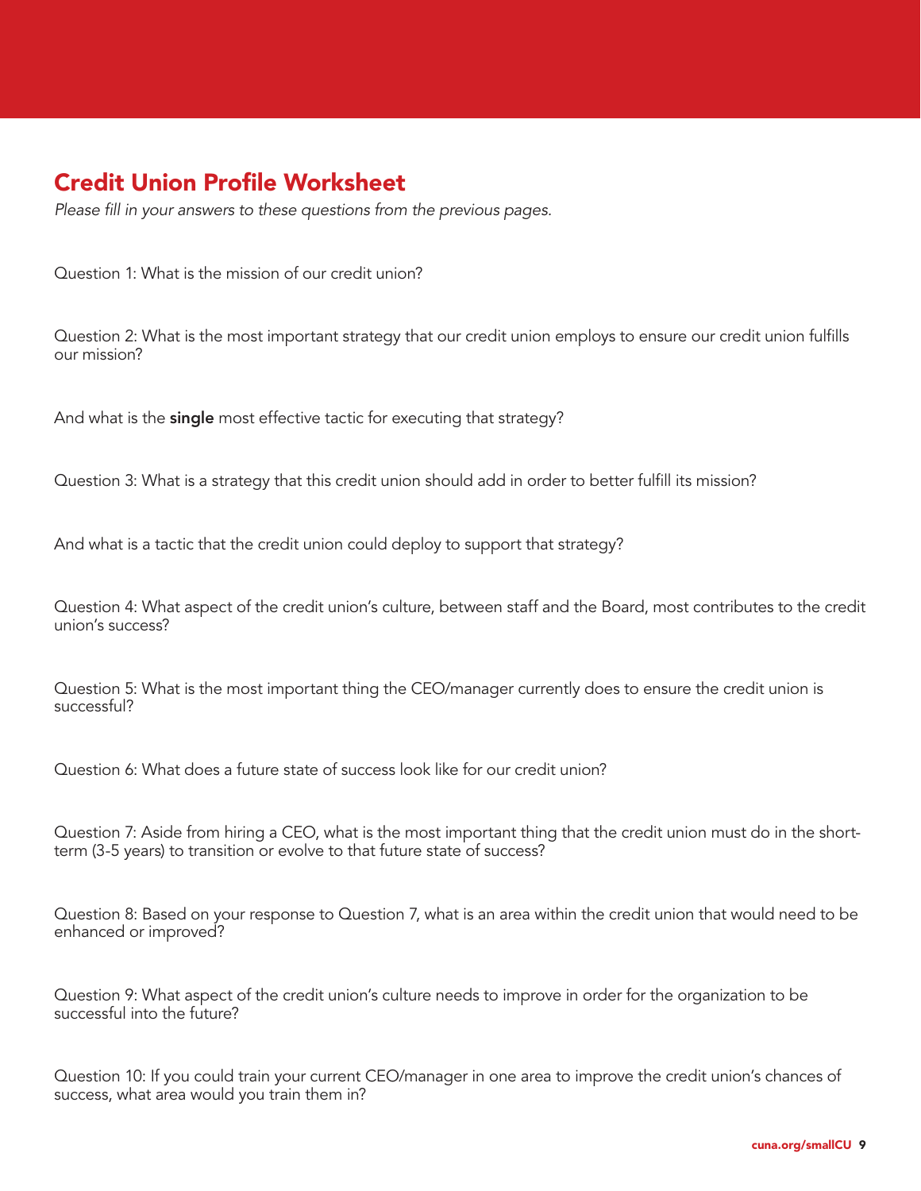## Credit Union Profile Worksheet

*Please fill in your answers to these questions from the previous pages.*

Question 1: What is the mission of our credit union?

Question 2: What is the most important strategy that our credit union employs to ensure our credit union fulfills our mission?

And what is the **single** most effective tactic for executing that strategy?

Question 3: What is a strategy that this credit union should add in order to better fulfill its mission?

And what is a tactic that the credit union could deploy to support that strategy?

Question 4: What aspect of the credit union's culture, between staff and the Board, most contributes to the credit union's success?

Question 5: What is the most important thing the CEO/manager currently does to ensure the credit union is successful?

Question 6: What does a future state of success look like for our credit union?

Question 7: Aside from hiring a CEO, what is the most important thing that the credit union must do in the short-term (3-5 years) to transition or evolve to that future state of success?

Question 8: Based on your response to Question 7, what is an area within the credit union that would need to be enhanced or improved?

Question 9: What aspect of the credit union's culture needs to improve in order for the organization to be successful into the future?

Question 10: If you could train your current CEO/manager in one area to improve the credit union's chances of success, what area would you train them in?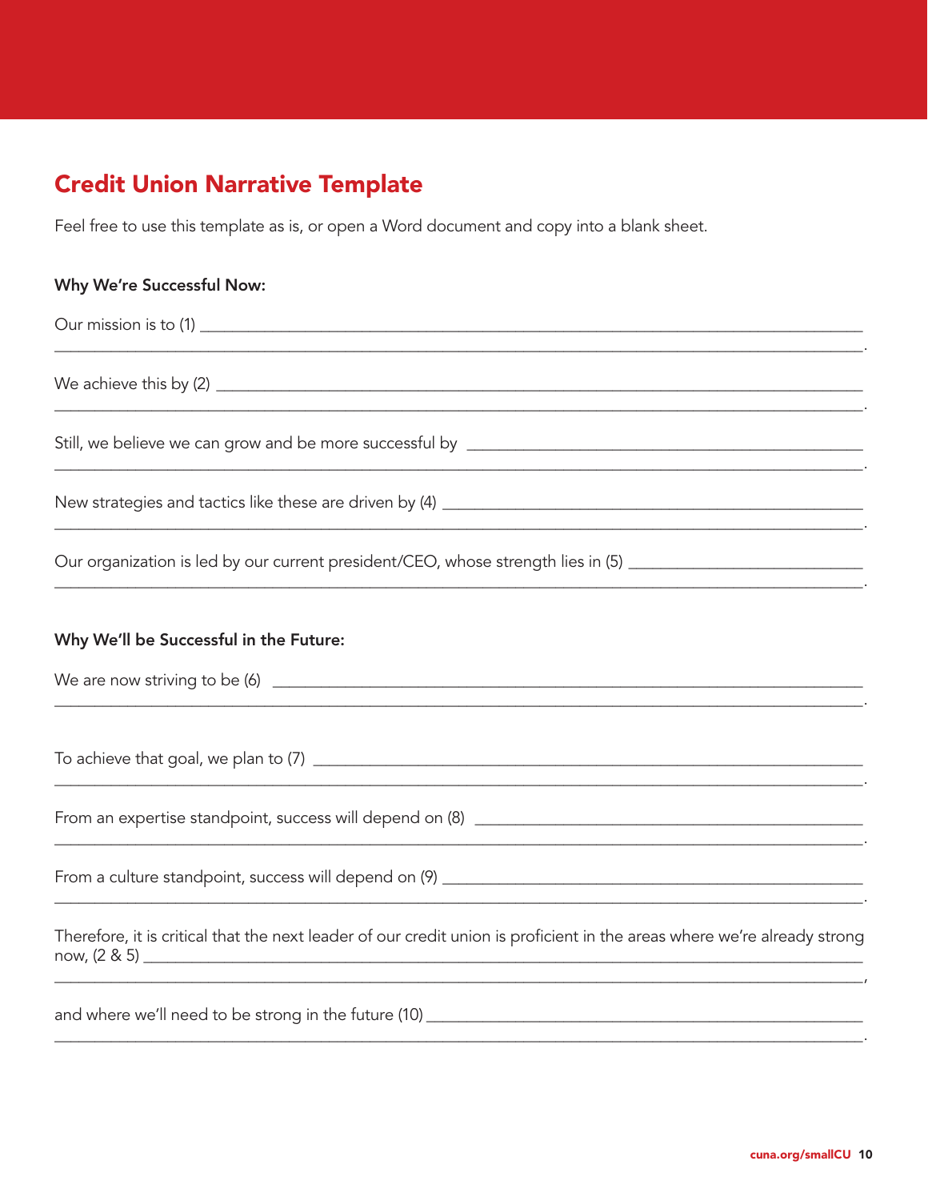## Credit Union Narrative Template

Feel free to use this template as is, or open a Word document and copy into a blank sheet.

**Why We're Successful Now:**

Our mission is to (1) ____________________________________________________________
____________________________________________________________________________.

We achieve this by (2) ___________________________________________________________
____________________________________________________________________________.

Still, we believe we can grow and be more successful by ____________________________
____________________________________________________________________________.

New strategies and tactics like these are driven by (4) ____________________________
____________________________________________________________________________.

Our organization is led by our current president/CEO, whose strength lies in (5) _____________
____________________________________________________________________________.

**Why We'll be Successful in the Future:**

We are now striving to be (6) _______________________________________________________
____________________________________________________________________________.

To achieve that goal, we plan to (7) _________________________________________________
____________________________________________________________________________.

From an expertise standpoint, success will depend on (8) ___________________________
____________________________________________________________________________.

From a culture standpoint, success will depend on (9) ______________________________
____________________________________________________________________________.

Therefore, it is critical that the next leader of our credit union is proficient in the areas where we're already strong now, (2 & 5) __________________________________________________________________
____________________________________________________________________________,

and where we'll need to be strong in the future (10) ________________________________
____________________________________________________________________________.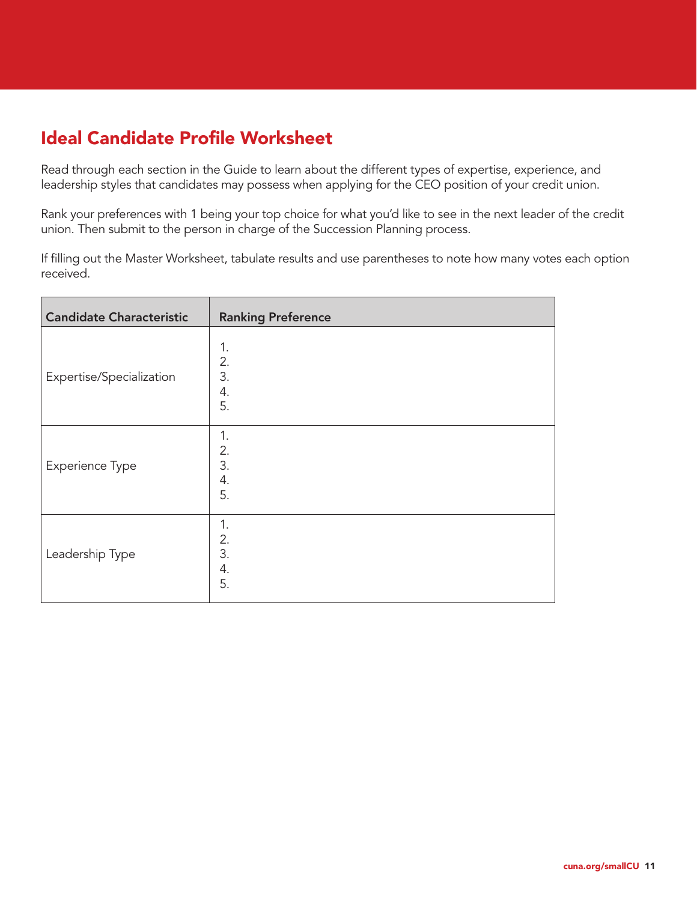## Ideal Candidate Profile Worksheet

Read through each section in the Guide to learn about the different types of expertise, experience, and leadership styles that candidates may possess when applying for the CEO position of your credit union.

Rank your preferences with 1 being your top choice for what you'd like to see in the next leader of the credit union. Then submit to the person in charge of the Succession Planning process.

If filling out the Master Worksheet, tabulate results and use parentheses to note how many votes each option received.

| Candidate Characteristic | Ranking Preference |
| --- | --- |
| Expertise/Specialization | 1.<br>2.<br>3.<br>4.<br>5. |
| Experience Type | 1.<br>2.<br>3.<br>4.<br>5. |
| Leadership Type | 1.<br>2.<br>3.<br>4.<br>5. |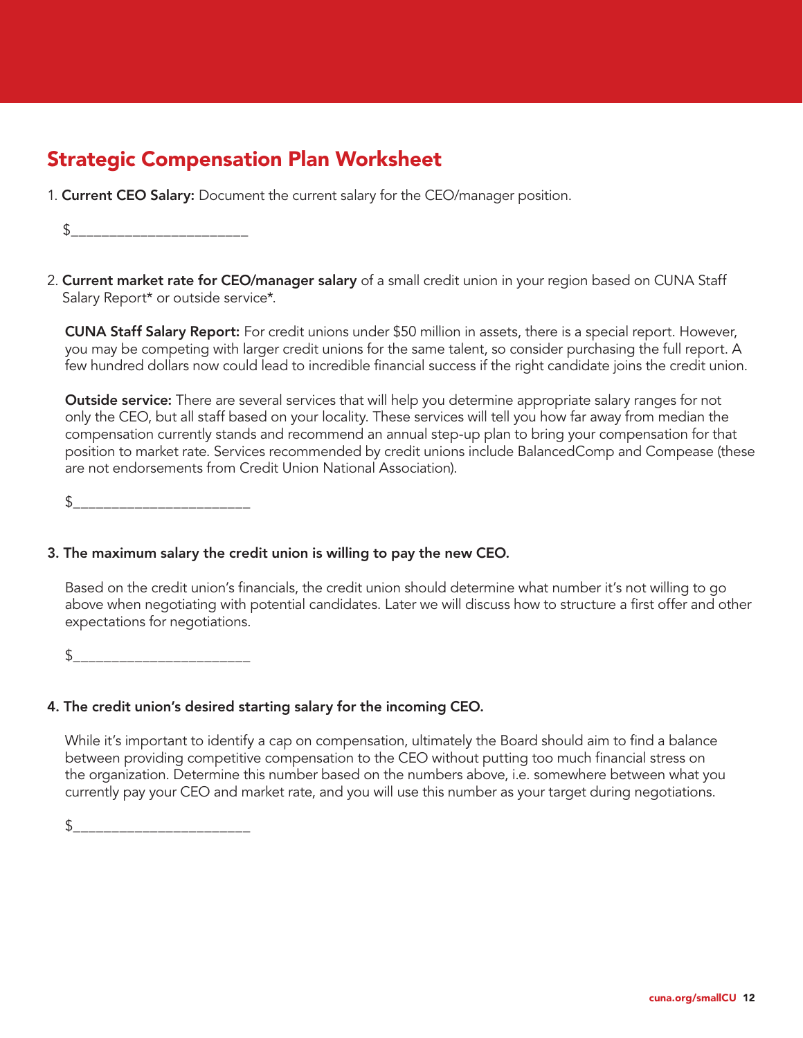## Strategic Compensation Plan Worksheet

1. **Current CEO Salary:** Document the current salary for the CEO/manager position.

   $______________________

2. **Current market rate for CEO/manager salary** of a small credit union in your region based on CUNA Staff Salary Report* or outside service*.

   **CUNA Staff Salary Report:** For credit unions under $50 million in assets, there is a special report. However, you may be competing with larger credit unions for the same talent, so consider purchasing the full report. A few hundred dollars now could lead to incredible financial success if the right candidate joins the credit union.

   **Outside service:** There are several services that will help you determine appropriate salary ranges for not only the CEO, but all staff based on your locality. These services will tell you how far away from median the compensation currently stands and recommend an annual step-up plan to bring your compensation for that position to market rate. Services recommended by credit unions include BalancedComp and Compease (these are not endorsements from Credit Union National Association).

   $______________________

3. **The maximum salary the credit union is willing to pay the new CEO.**

   Based on the credit union's financials, the credit union should determine what number it's not willing to go above when negotiating with potential candidates. Later we will discuss how to structure a first offer and other expectations for negotiations.

   $______________________

4. **The credit union's desired starting salary for the incoming CEO.**

   While it's important to identify a cap on compensation, ultimately the Board should aim to find a balance between providing competitive compensation to the CEO without putting too much financial stress on the organization. Determine this number based on the numbers above, i.e. somewhere between what you currently pay your CEO and market rate, and you will use this number as your target during negotiations.

   $______________________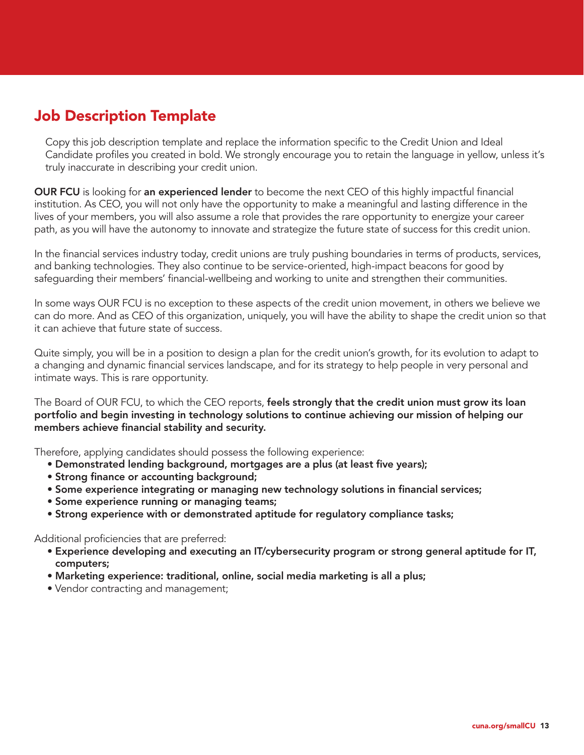## Job Description Template

Copy this job description template and replace the information specific to the Credit Union and Ideal Candidate profiles you created in bold. We strongly encourage you to retain the language in yellow, unless it's truly inaccurate in describing your credit union.

**OUR FCU** is looking for **an experienced lender** to become the next CEO of this highly impactful financial institution. As CEO, you will not only have the opportunity to make a meaningful and lasting difference in the lives of your members, you will also assume a role that provides the rare opportunity to energize your career path, as you will have the autonomy to innovate and strategize the future state of success for this credit union.

In the financial services industry today, credit unions are truly pushing boundaries in terms of products, services, and banking technologies. They also continue to be service-oriented, high-impact beacons for good by safeguarding their members' financial-wellbeing and working to unite and strengthen their communities.

In some ways OUR FCU is no exception to these aspects of the credit union movement, in others we believe we can do more. And as CEO of this organization, uniquely, you will have the ability to shape the credit union so that it can achieve that future state of success.

Quite simply, you will be in a position to design a plan for the credit union's growth, for its evolution to adapt to a changing and dynamic financial services landscape, and for its strategy to help people in very personal and intimate ways. This is rare opportunity.

The Board of OUR FCU, to which the CEO reports, **feels strongly that the credit union must grow its loan portfolio and begin investing in technology solutions to continue achieving our mission of helping our members achieve financial stability and security.**

Therefore, applying candidates should possess the following experience:

- **Demonstrated lending background, mortgages are a plus (at least five years);**
- **Strong finance or accounting background;**
- **Some experience integrating or managing new technology solutions in financial services;**
- **Some experience running or managing teams;**
- **Strong experience with or demonstrated aptitude for regulatory compliance tasks;**

Additional proficiencies that are preferred:

- **Experience developing and executing an IT/cybersecurity program or strong general aptitude for IT, computers;**
- **Marketing experience: traditional, online, social media marketing is all a plus;**
- Vendor contracting and management;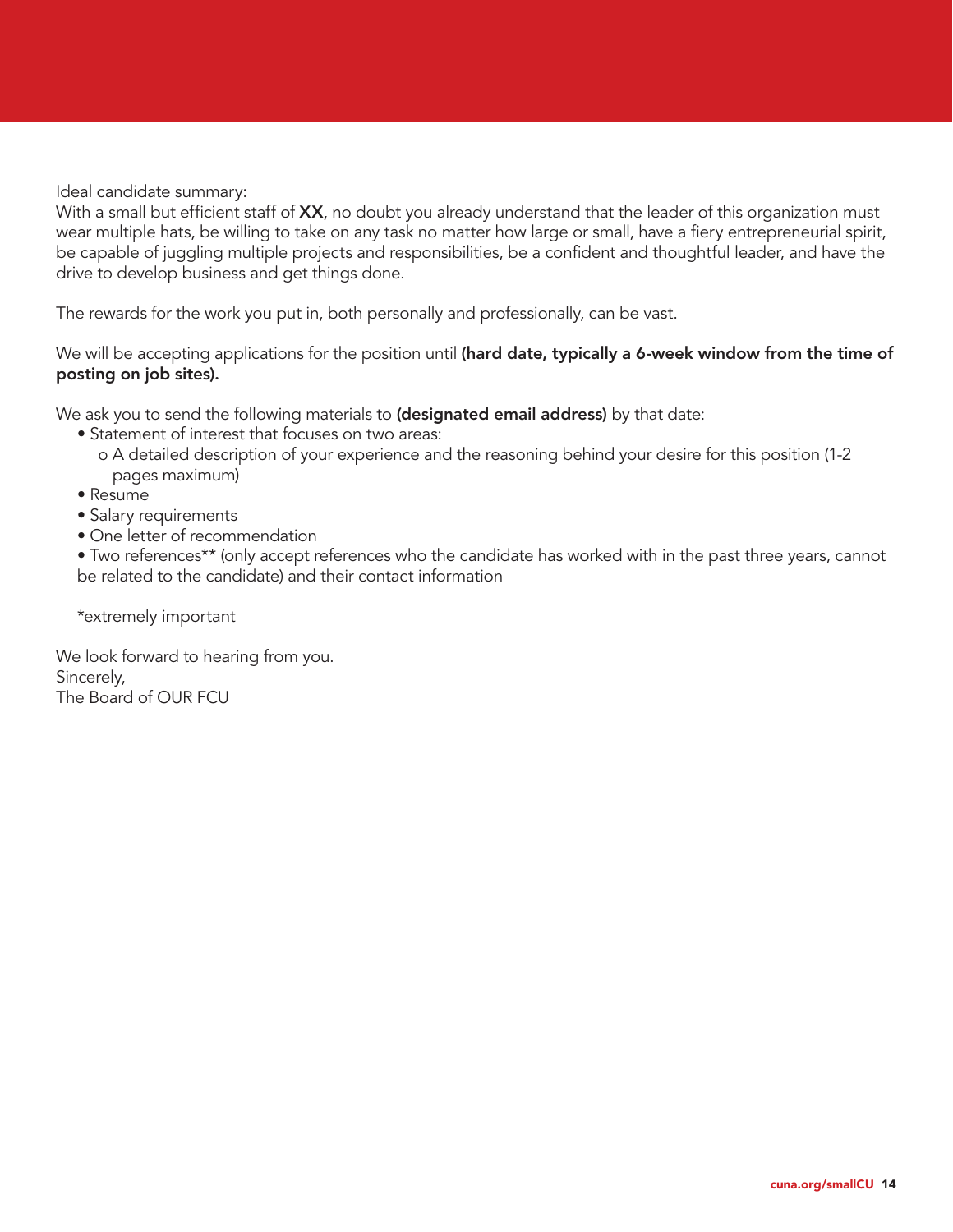Ideal candidate summary:
With a small but efficient staff of **XX**, no doubt you already understand that the leader of this organization must wear multiple hats, be willing to take on any task no matter how large or small, have a fiery entrepreneurial spirit, be capable of juggling multiple projects and responsibilities, be a confident and thoughtful leader, and have the drive to develop business and get things done.

The rewards for the work you put in, both personally and professionally, can be vast.

We will be accepting applications for the position until **(hard date, typically a 6-week window from the time of posting on job sites).**

We ask you to send the following materials to **(designated email address)** by that date:

- Statement of interest that focuses on two areas:
  - A detailed description of your experience and the reasoning behind your desire for this position (1-2 pages maximum)
- Resume
- Salary requirements
- One letter of recommendation
- Two references** (only accept references who the candidate has worked with in the past three years, cannot be related to the candidate) and their contact information

*extremely important

We look forward to hearing from you.
Sincerely,
The Board of OUR FCU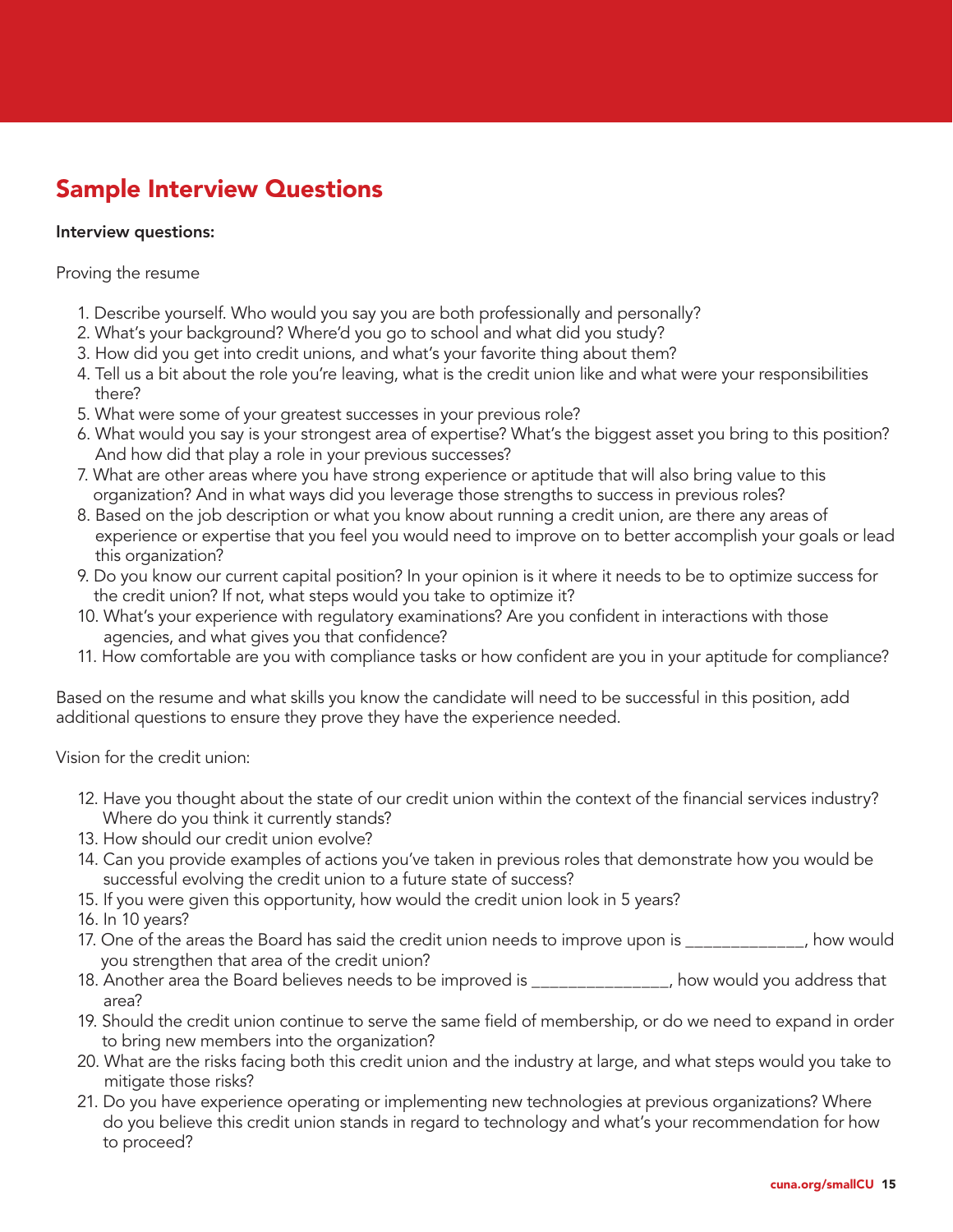## Sample Interview Questions

**Interview questions:**

Proving the resume

1. Describe yourself. Who would you say you are both professionally and personally?
2. What's your background? Where'd you go to school and what did you study?
3. How did you get into credit unions, and what's your favorite thing about them?
4. Tell us a bit about the role you're leaving, what is the credit union like and what were your responsibilities there?
5. What were some of your greatest successes in your previous role?
6. What would you say is your strongest area of expertise? What's the biggest asset you bring to this position? And how did that play a role in your previous successes?
7. What are other areas where you have strong experience or aptitude that will also bring value to this organization? And in what ways did you leverage those strengths to success in previous roles?
8. Based on the job description or what you know about running a credit union, are there any areas of experience or expertise that you feel you would need to improve on to better accomplish your goals or lead this organization?
9. Do you know our current capital position? In your opinion is it where it needs to be to optimize success for the credit union? If not, what steps would you take to optimize it?
10. What's your experience with regulatory examinations? Are you confident in interactions with those agencies, and what gives you that confidence?
11. How comfortable are you with compliance tasks or how confident are you in your aptitude for compliance?

Based on the resume and what skills you know the candidate will need to be successful in this position, add additional questions to ensure they prove they have the experience needed.

Vision for the credit union:

12. Have you thought about the state of our credit union within the context of the financial services industry? Where do you think it currently stands?
13. How should our credit union evolve?
14. Can you provide examples of actions you've taken in previous roles that demonstrate how you would be successful evolving the credit union to a future state of success?
15. If you were given this opportunity, how would the credit union look in 5 years?
16. In 10 years?
17. One of the areas the Board has said the credit union needs to improve upon is _____________, how would you strengthen that area of the credit union?
18. Another area the Board believes needs to be improved is _______________, how would you address that area?
19. Should the credit union continue to serve the same field of membership, or do we need to expand in order to bring new members into the organization?
20. What are the risks facing both this credit union and the industry at large, and what steps would you take to mitigate those risks?
21. Do you have experience operating or implementing new technologies at previous organizations? Where do you believe this credit union stands in regard to technology and what's your recommendation for how to proceed?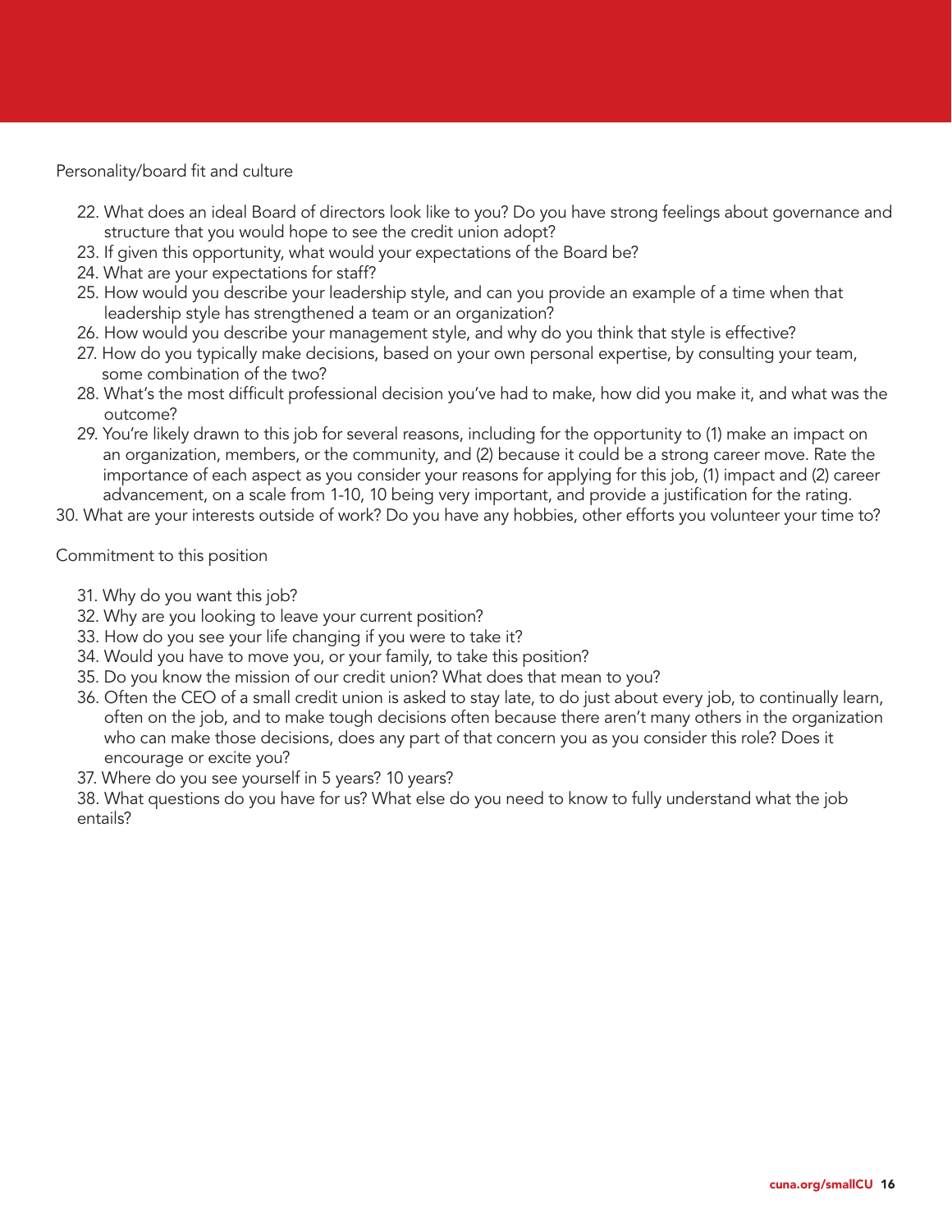Personality/board fit and culture

22. What does an ideal Board of directors look like to you? Do you have strong feelings about governance and structure that you would hope to see the credit union adopt?
23. If given this opportunity, what would your expectations of the Board be?
24. What are your expectations for staff?
25. How would you describe your leadership style, and can you provide an example of a time when that leadership style has strengthened a team or an organization?
26. How would you describe your management style, and why do you think that style is effective?
27. How do you typically make decisions, based on your own personal expertise, by consulting your team, some combination of the two?
28. What's the most difficult professional decision you've had to make, how did you make it, and what was the outcome?
29. You're likely drawn to this job for several reasons, including for the opportunity to (1) make an impact on an organization, members, or the community, and (2) because it could be a strong career move. Rate the importance of each aspect as you consider your reasons for applying for this job, (1) impact and (2) career advancement, on a scale from 1-10, 10 being very important, and provide a justification for the rating.
30. What are your interests outside of work? Do you have any hobbies, other efforts you volunteer your time to?

Commitment to this position

31. Why do you want this job?
32. Why are you looking to leave your current position?
33. How do you see your life changing if you were to take it?
34. Would you have to move you, or your family, to take this position?
35. Do you know the mission of our credit union? What does that mean to you?
36. Often the CEO of a small credit union is asked to stay late, to do just about every job, to continually learn, often on the job, and to make tough decisions often because there aren't many others in the organization who can make those decisions, does any part of that concern you as you consider this role? Does it encourage or excite you?
37. Where do you see yourself in 5 years? 10 years?
38. What questions do you have for us? What else do you need to know to fully understand what the job entails?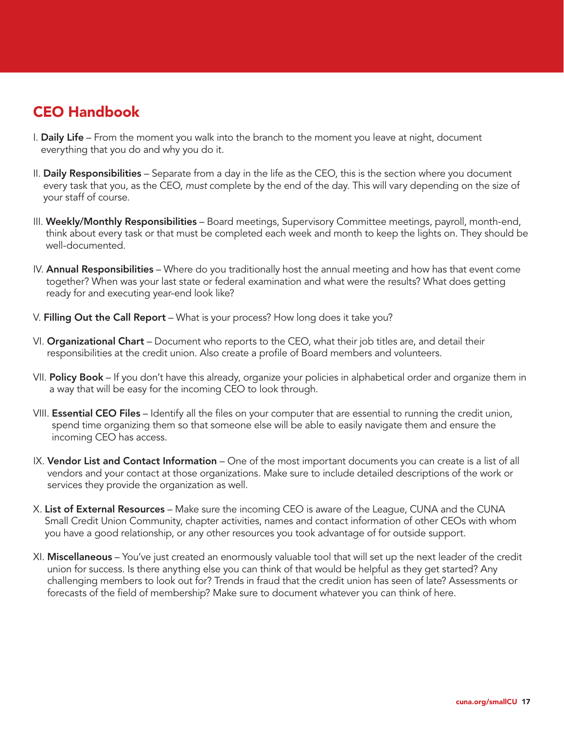## CEO Handbook

I. **Daily Life** – From the moment you walk into the branch to the moment you leave at night, document everything that you do and why you do it.

II. **Daily Responsibilities** – Separate from a day in the life as the CEO, this is the section where you document every task that you, as the CEO, *must* complete by the end of the day. This will vary depending on the size of your staff of course.

III. **Weekly/Monthly Responsibilities** – Board meetings, Supervisory Committee meetings, payroll, month-end, think about every task or that must be completed each week and month to keep the lights on. They should be well-documented.

IV. **Annual Responsibilities** – Where do you traditionally host the annual meeting and how has that event come together? When was your last state or federal examination and what were the results? What does getting ready for and executing year-end look like?

V. **Filling Out the Call Report** – What is your process? How long does it take you?

VI. **Organizational Chart** – Document who reports to the CEO, what their job titles are, and detail their responsibilities at the credit union. Also create a profile of Board members and volunteers.

VII. **Policy Book** – If you don't have this already, organize your policies in alphabetical order and organize them in a way that will be easy for the incoming CEO to look through.

VIII. **Essential CEO Files** – Identify all the files on your computer that are essential to running the credit union, spend time organizing them so that someone else will be able to easily navigate them and ensure the incoming CEO has access.

IX. **Vendor List and Contact Information** – One of the most important documents you can create is a list of all vendors and your contact at those organizations. Make sure to include detailed descriptions of the work or services they provide the organization as well.

X. **List of External Resources** – Make sure the incoming CEO is aware of the League, CUNA and the CUNA Small Credit Union Community, chapter activities, names and contact information of other CEOs with whom you have a good relationship, or any other resources you took advantage of for outside support.

XI. **Miscellaneous** – You've just created an enormously valuable tool that will set up the next leader of the credit union for success. Is there anything else you can think of that would be helpful as they get started? Any challenging members to look out for? Trends in fraud that the credit union has seen of late? Assessments or forecasts of the field of membership? Make sure to document whatever you can think of here.